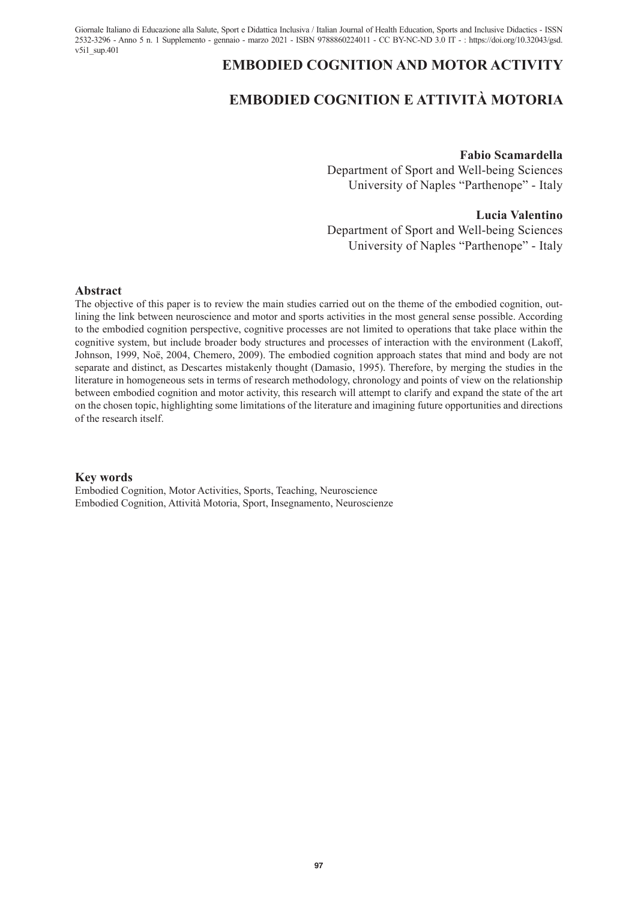# EMBODIED COGNITION AND MOTOR ACTIVITY

# EMBODIED COGNITION E ATTIVITÀ MOTORIA

**Fabio Scamardella**
Department of Sport and Well-being Sciences
University of Naples "Parthenope" - Italy

**Lucia Valentino**
Department of Sport and Well-being Sciences
University of Naples "Parthenope" - Italy

## Abstract

The objective of this paper is to review the main studies carried out on the theme of the embodied cognition, outlining the link between neuroscience and motor and sports activities in the most general sense possible. According to the embodied cognition perspective, cognitive processes are not limited to operations that take place within the cognitive system, but include broader body structures and processes of interaction with the environment (Lakoff, Johnson, 1999, Noë, 2004, Chemero, 2009). The embodied cognition approach states that mind and body are not separate and distinct, as Descartes mistakenly thought (Damasio, 1995). Therefore, by merging the studies in the literature in homogeneous sets in terms of research methodology, chronology and points of view on the relationship between embodied cognition and motor activity, this research will attempt to clarify and expand the state of the art on the chosen topic, highlighting some limitations of the literature and imagining future opportunities and directions of the research itself.

## Key words

Embodied Cognition, Motor Activities, Sports, Teaching, Neuroscience
Embodied Cognition, Attività Motoria, Sport, Insegnamento, Neuroscienze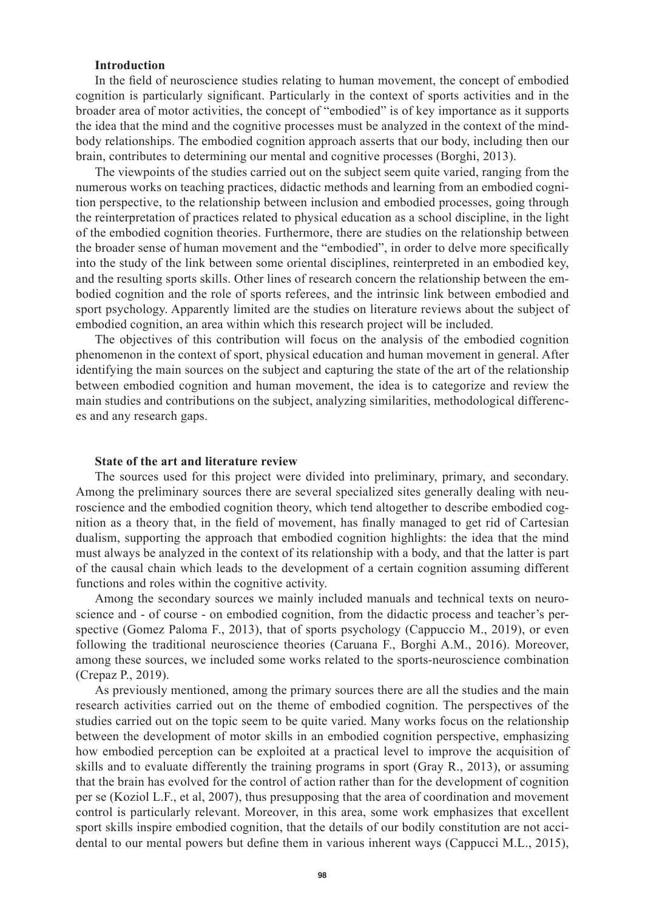## Introduction

In the field of neuroscience studies relating to human movement, the concept of embodied cognition is particularly significant. Particularly in the context of sports activities and in the broader area of motor activities, the concept of "embodied" is of key importance as it supports the idea that the mind and the cognitive processes must be analyzed in the context of the mind-body relationships. The embodied cognition approach asserts that our body, including then our brain, contributes to determining our mental and cognitive processes (Borghi, 2013).

The viewpoints of the studies carried out on the subject seem quite varied, ranging from the numerous works on teaching practices, didactic methods and learning from an embodied cognition perspective, to the relationship between inclusion and embodied processes, going through the reinterpretation of practices related to physical education as a school discipline, in the light of the embodied cognition theories. Furthermore, there are studies on the relationship between the broader sense of human movement and the "embodied", in order to delve more specifically into the study of the link between some oriental disciplines, reinterpreted in an embodied key, and the resulting sports skills. Other lines of research concern the relationship between the embodied cognition and the role of sports referees, and the intrinsic link between embodied and sport psychology. Apparently limited are the studies on literature reviews about the subject of embodied cognition, an area within which this research project will be included.

The objectives of this contribution will focus on the analysis of the embodied cognition phenomenon in the context of sport, physical education and human movement in general. After identifying the main sources on the subject and capturing the state of the art of the relationship between embodied cognition and human movement, the idea is to categorize and review the main studies and contributions on the subject, analyzing similarities, methodological differences and any research gaps.

## State of the art and literature review

The sources used for this project were divided into preliminary, primary, and secondary. Among the preliminary sources there are several specialized sites generally dealing with neuroscience and the embodied cognition theory, which tend altogether to describe embodied cognition as a theory that, in the field of movement, has finally managed to get rid of Cartesian dualism, supporting the approach that embodied cognition highlights: the idea that the mind must always be analyzed in the context of its relationship with a body, and that the latter is part of the causal chain which leads to the development of a certain cognition assuming different functions and roles within the cognitive activity.

Among the secondary sources we mainly included manuals and technical texts on neuroscience and - of course - on embodied cognition, from the didactic process and teacher's perspective (Gomez Paloma F., 2013), that of sports psychology (Cappuccio M., 2019), or even following the traditional neuroscience theories (Caruana F., Borghi A.M., 2016). Moreover, among these sources, we included some works related to the sports-neuroscience combination (Crepaz P., 2019).

As previously mentioned, among the primary sources there are all the studies and the main research activities carried out on the theme of embodied cognition. The perspectives of the studies carried out on the topic seem to be quite varied. Many works focus on the relationship between the development of motor skills in an embodied cognition perspective, emphasizing how embodied perception can be exploited at a practical level to improve the acquisition of skills and to evaluate differently the training programs in sport (Gray R., 2013), or assuming that the brain has evolved for the control of action rather than for the development of cognition per se (Koziol L.F., et al, 2007), thus presupposing that the area of coordination and movement control is particularly relevant. Moreover, in this area, some work emphasizes that excellent sport skills inspire embodied cognition, that the details of our bodily constitution are not accidental to our mental powers but define them in various inherent ways (Cappucci M.L., 2015),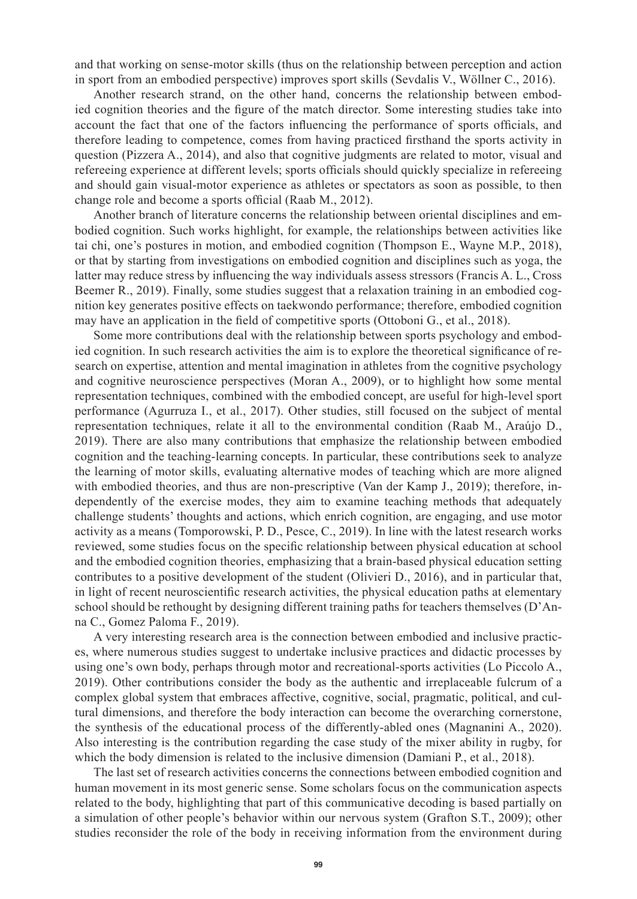and that working on sense-motor skills (thus on the relationship between perception and action in sport from an embodied perspective) improves sport skills (Sevdalis V., Wöllner C., 2016).

Another research strand, on the other hand, concerns the relationship between embodied cognition theories and the figure of the match director. Some interesting studies take into account the fact that one of the factors influencing the performance of sports officials, and therefore leading to competence, comes from having practiced firsthand the sports activity in question (Pizzera A., 2014), and also that cognitive judgments are related to motor, visual and refereeing experience at different levels; sports officials should quickly specialize in refereeing and should gain visual-motor experience as athletes or spectators as soon as possible, to then change role and become a sports official (Raab M., 2012).

Another branch of literature concerns the relationship between oriental disciplines and embodied cognition. Such works highlight, for example, the relationships between activities like tai chi, one's postures in motion, and embodied cognition (Thompson E., Wayne M.P., 2018), or that by starting from investigations on embodied cognition and disciplines such as yoga, the latter may reduce stress by influencing the way individuals assess stressors (Francis A. L., Cross Beemer R., 2019). Finally, some studies suggest that a relaxation training in an embodied cognition key generates positive effects on taekwondo performance; therefore, embodied cognition may have an application in the field of competitive sports (Ottoboni G., et al., 2018).

Some more contributions deal with the relationship between sports psychology and embodied cognition. In such research activities the aim is to explore the theoretical significance of research on expertise, attention and mental imagination in athletes from the cognitive psychology and cognitive neuroscience perspectives (Moran A., 2009), or to highlight how some mental representation techniques, combined with the embodied concept, are useful for high-level sport performance (Agurruza I., et al., 2017). Other studies, still focused on the subject of mental representation techniques, relate it all to the environmental condition (Raab M., Araújo D., 2019). There are also many contributions that emphasize the relationship between embodied cognition and the teaching-learning concepts. In particular, these contributions seek to analyze the learning of motor skills, evaluating alternative modes of teaching which are more aligned with embodied theories, and thus are non-prescriptive (Van der Kamp J., 2019); therefore, independently of the exercise modes, they aim to examine teaching methods that adequately challenge students' thoughts and actions, which enrich cognition, are engaging, and use motor activity as a means (Tomporowski, P. D., Pesce, C., 2019). In line with the latest research works reviewed, some studies focus on the specific relationship between physical education at school and the embodied cognition theories, emphasizing that a brain-based physical education setting contributes to a positive development of the student (Olivieri D., 2016), and in particular that, in light of recent neuroscientific research activities, the physical education paths at elementary school should be rethought by designing different training paths for teachers themselves (D'Anna C., Gomez Paloma F., 2019).

A very interesting research area is the connection between embodied and inclusive practices, where numerous studies suggest to undertake inclusive practices and didactic processes by using one's own body, perhaps through motor and recreational-sports activities (Lo Piccolo A., 2019). Other contributions consider the body as the authentic and irreplaceable fulcrum of a complex global system that embraces affective, cognitive, social, pragmatic, political, and cultural dimensions, and therefore the body interaction can become the overarching cornerstone, the synthesis of the educational process of the differently-abled ones (Magnanini A., 2020). Also interesting is the contribution regarding the case study of the mixer ability in rugby, for which the body dimension is related to the inclusive dimension (Damiani P., et al., 2018).

The last set of research activities concerns the connections between embodied cognition and human movement in its most generic sense. Some scholars focus on the communication aspects related to the body, highlighting that part of this communicative decoding is based partially on a simulation of other people's behavior within our nervous system (Grafton S.T., 2009); other studies reconsider the role of the body in receiving information from the environment during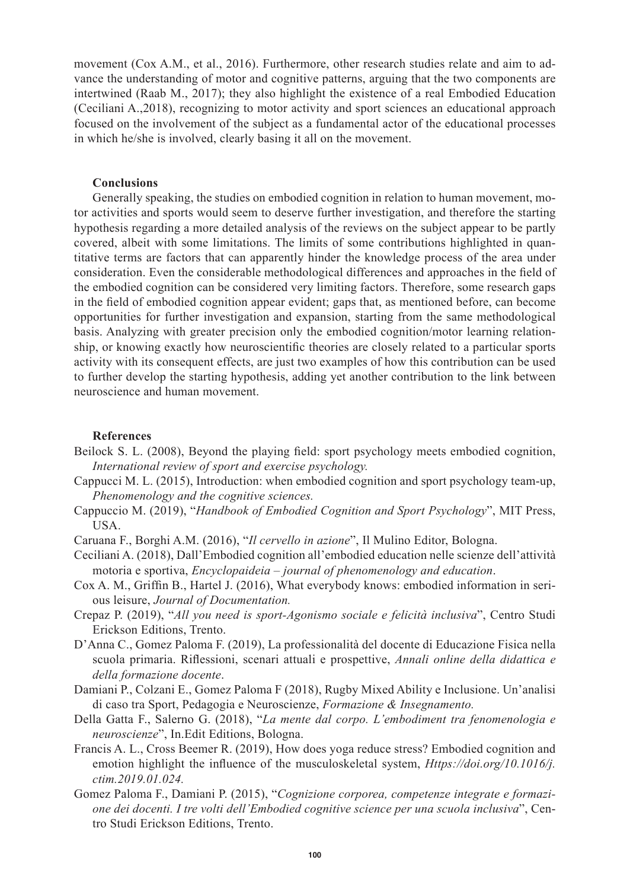movement (Cox A.M., et al., 2016). Furthermore, other research studies relate and aim to advance the understanding of motor and cognitive patterns, arguing that the two components are intertwined (Raab M., 2017); they also highlight the existence of a real Embodied Education (Ceciliani A.,2018), recognizing to motor activity and sport sciences an educational approach focused on the involvement of the subject as a fundamental actor of the educational processes in which he/she is involved, clearly basing it all on the movement.

## Conclusions

Generally speaking, the studies on embodied cognition in relation to human movement, motor activities and sports would seem to deserve further investigation, and therefore the starting hypothesis regarding a more detailed analysis of the reviews on the subject appear to be partly covered, albeit with some limitations. The limits of some contributions highlighted in quantitative terms are factors that can apparently hinder the knowledge process of the area under consideration. Even the considerable methodological differences and approaches in the field of the embodied cognition can be considered very limiting factors. Therefore, some research gaps in the field of embodied cognition appear evident; gaps that, as mentioned before, can become opportunities for further investigation and expansion, starting from the same methodological basis. Analyzing with greater precision only the embodied cognition/motor learning relationship, or knowing exactly how neuroscientific theories are closely related to a particular sports activity with its consequent effects, are just two examples of how this contribution can be used to further develop the starting hypothesis, adding yet another contribution to the link between neuroscience and human movement.

## References

Beilock S. L. (2008), Beyond the playing field: sport psychology meets embodied cognition, *International review of sport and exercise psychology.*

Cappucci M. L. (2015), Introduction: when embodied cognition and sport psychology team-up, *Phenomenology and the cognitive sciences.*

Cappuccio M. (2019), "*Handbook of Embodied Cognition and Sport Psychology*", MIT Press, USA.

Caruana F., Borghi A.M. (2016), "*Il cervello in azione*", Il Mulino Editor, Bologna.

Ceciliani A. (2018), Dall'Embodied cognition all'embodied education nelle scienze dell'attività motoria e sportiva, *Encyclopaideia – journal of phenomenology and education*.

Cox A. M., Griffin B., Hartel J. (2016), What everybody knows: embodied information in serious leisure, *Journal of Documentation.*

Crepaz P. (2019), "*All you need is sport-Agonismo sociale e felicità inclusiva*", Centro Studi Erickson Editions, Trento.

D'Anna C., Gomez Paloma F. (2019), La professionalità del docente di Educazione Fisica nella scuola primaria. Riflessioni, scenari attuali e prospettive, *Annali online della didattica e della formazione docente*.

Damiani P., Colzani E., Gomez Paloma F (2018), Rugby Mixed Ability e Inclusione. Un'analisi di caso tra Sport, Pedagogia e Neuroscienze, *Formazione & Insegnamento.*

Della Gatta F., Salerno G. (2018), "*La mente dal corpo. L'embodiment tra fenomenologia e neuroscienze*", In.Edit Editions, Bologna.

Francis A. L., Cross Beemer R. (2019), How does yoga reduce stress? Embodied cognition and emotion highlight the influence of the musculoskeletal system, *Https://doi.org/10.1016/j.ctim.2019.01.024.*

Gomez Paloma F., Damiani P. (2015), "*Cognizione corporea, competenze integrate e formazione dei docenti. I tre volti dell'Embodied cognitive science per una scuola inclusiva*", Centro Studi Erickson Editions, Trento.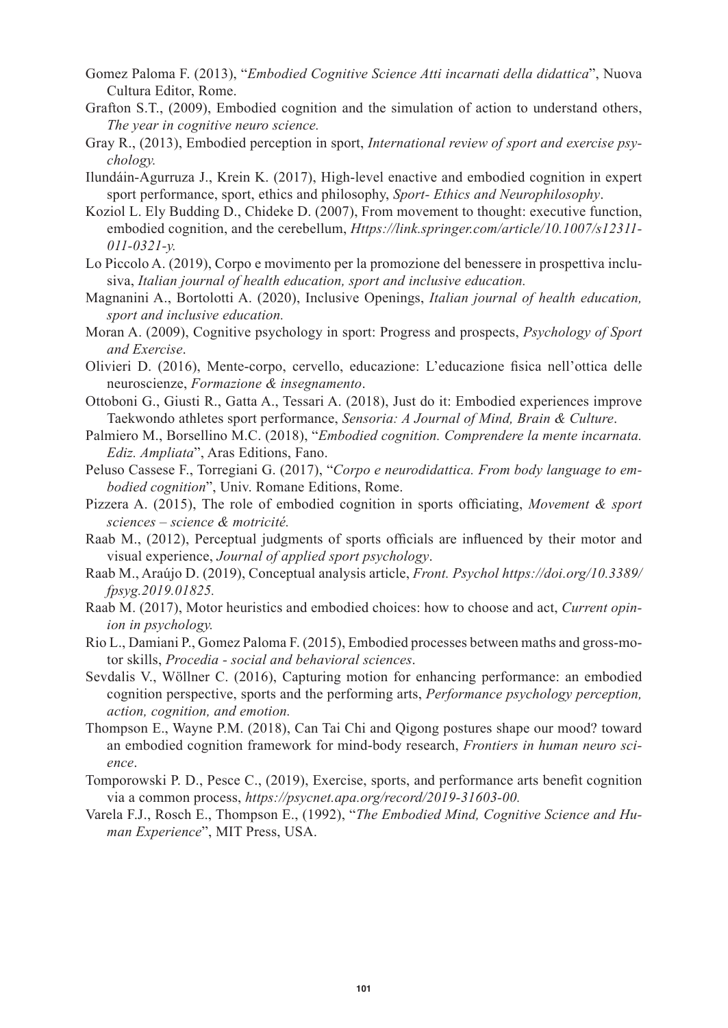Gomez Paloma F. (2013), "*Embodied Cognitive Science Atti incarnati della didattica*", Nuova Cultura Editor, Rome.

Grafton S.T., (2009), Embodied cognition and the simulation of action to understand others, *The year in cognitive neuro science.*

Gray R., (2013), Embodied perception in sport, *International review of sport and exercise psychology.*

Ilundáin-Agurruza J., Krein K. (2017), High-level enactive and embodied cognition in expert sport performance, sport, ethics and philosophy, *Sport- Ethics and Neurophilosophy*.

Koziol L. Ely Budding D., Chideke D. (2007), From movement to thought: executive function, embodied cognition, and the cerebellum, *Https://link.springer.com/article/10.1007/s12311-011-0321-y.*

Lo Piccolo A. (2019), Corpo e movimento per la promozione del benessere in prospettiva inclusiva, *Italian journal of health education, sport and inclusive education.*

Magnanini A., Bortolotti A. (2020), Inclusive Openings, *Italian journal of health education, sport and inclusive education.*

Moran A. (2009), Cognitive psychology in sport: Progress and prospects, *Psychology of Sport and Exercise*.

Olivieri D. (2016), Mente-corpo, cervello, educazione: L'educazione fisica nell'ottica delle neuroscienze, *Formazione & insegnamento*.

Ottoboni G., Giusti R., Gatta A., Tessari A. (2018), Just do it: Embodied experiences improve Taekwondo athletes sport performance, *Sensoria: A Journal of Mind, Brain & Culture*.

Palmiero M., Borsellino M.C. (2018), "*Embodied cognition. Comprendere la mente incarnata. Ediz. Ampliata*", Aras Editions, Fano.

Peluso Cassese F., Torregiani G. (2017), "*Corpo e neurodidattica. From body language to embodied cognition*", Univ. Romane Editions, Rome.

Pizzera A. (2015), The role of embodied cognition in sports officiating, *Movement & sport sciences – science & motricité.*

Raab M., (2012), Perceptual judgments of sports officials are influenced by their motor and visual experience, *Journal of applied sport psychology*.

Raab M., Araújo D. (2019), Conceptual analysis article, *Front. Psychol https://doi.org/10.3389/fpsyg.2019.01825.*

Raab M. (2017), Motor heuristics and embodied choices: how to choose and act, *Current opinion in psychology.*

Rio L., Damiani P., Gomez Paloma F. (2015), Embodied processes between maths and gross-motor skills, *Procedia - social and behavioral sciences*.

Sevdalis V., Wöllner C. (2016), Capturing motion for enhancing performance: an embodied cognition perspective, sports and the performing arts, *Performance psychology perception, action, cognition, and emotion.*

Thompson E., Wayne P.M. (2018), Can Tai Chi and Qigong postures shape our mood? toward an embodied cognition framework for mind-body research, *Frontiers in human neuro science*.

Tomporowski P. D., Pesce C., (2019), Exercise, sports, and performance arts benefit cognition via a common process, *https://psycnet.apa.org/record/2019-31603-00.*

Varela F.J., Rosch E., Thompson E., (1992), "*The Embodied Mind, Cognitive Science and Human Experience*", MIT Press, USA.